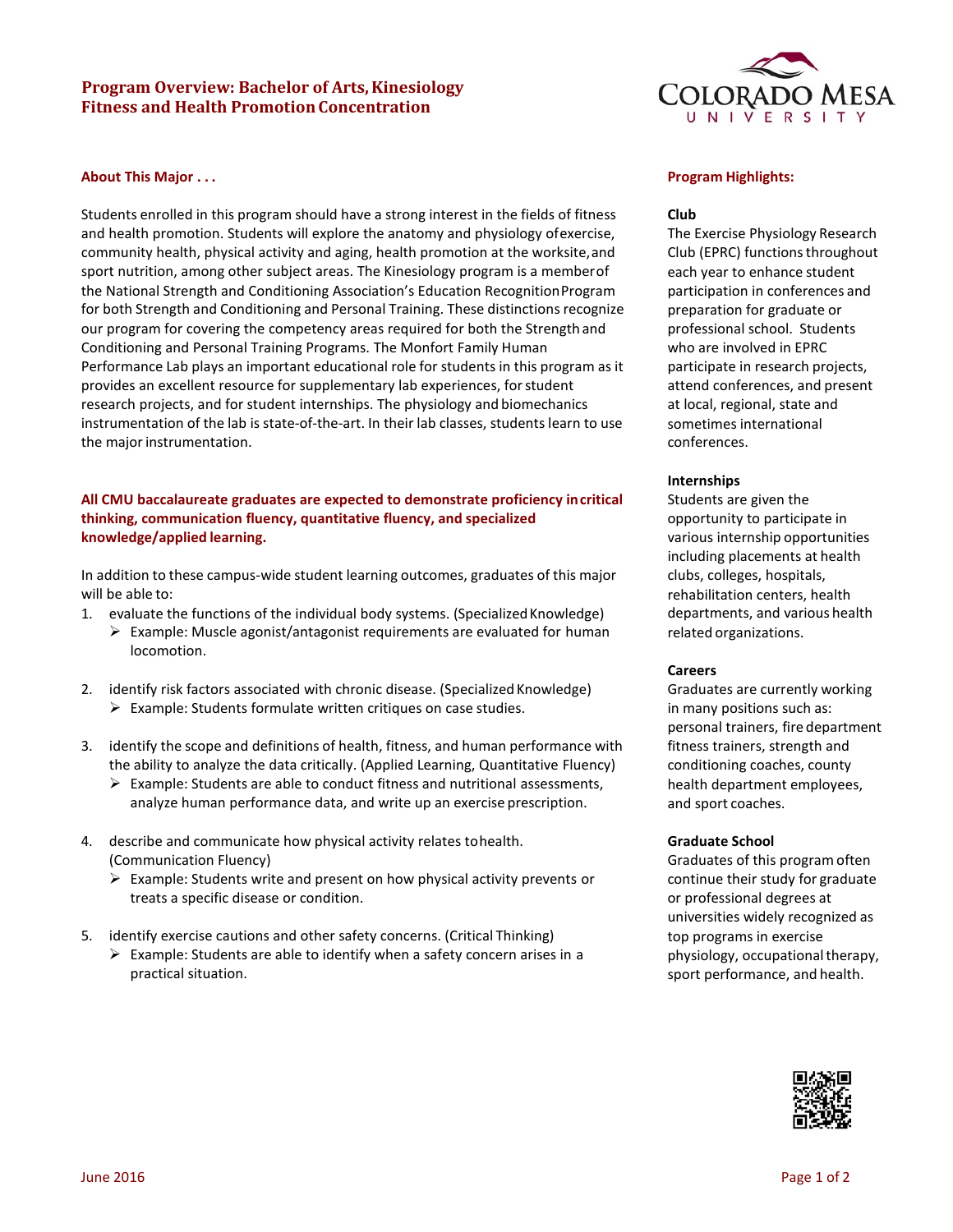# Program Overview: Bachelor of Arts, Kinesiology
## Fitness and Health Promotion Concentration

### About This Major . . .

Students enrolled in this program should have a strong interest in the fields of fitness and health promotion. Students will explore the anatomy and physiology of exercise, community health, physical activity and aging, health promotion at the worksite, and sport nutrition, among other subject areas. The Kinesiology program is a member of the National Strength and Conditioning Association's Education Recognition Program for both Strength and Conditioning and Personal Training. These distinctions recognize our program for covering the competency areas required for both the Strength and Conditioning and Personal Training Programs. The Monfort Family Human Performance Lab plays an important educational role for students in this program as it provides an excellent resource for supplementary lab experiences, for student research projects, and for student internships. The physiology and biomechanics instrumentation of the lab is state-of-the-art. In their lab classes, students learn to use the major instrumentation.

**All CMU baccalaureate graduates are expected to demonstrate proficiency in critical thinking, communication fluency, quantitative fluency, and specialized knowledge/applied learning.**

In addition to these campus-wide student learning outcomes, graduates of this major will be able to:

1. evaluate the functions of the individual body systems. (Specialized Knowledge)
   - Example: Muscle agonist/antagonist requirements are evaluated for human locomotion.
2. identify risk factors associated with chronic disease. (Specialized Knowledge)
   - Example: Students formulate written critiques on case studies.
3. identify the scope and definitions of health, fitness, and human performance with the ability to analyze the data critically. (Applied Learning, Quantitative Fluency)
   - Example: Students are able to conduct fitness and nutritional assessments, analyze human performance data, and write up an exercise prescription.
4. describe and communicate how physical activity relates to health. (Communication Fluency)
   - Example: Students write and present on how physical activity prevents or treats a specific disease or condition.
5. identify exercise cautions and other safety concerns. (Critical Thinking)
   - Example: Students are able to identify when a safety concern arises in a practical situation.

### Program Highlights:

**Club**

The Exercise Physiology Research Club (EPRC) functions throughout each year to enhance student participation in conferences and preparation for graduate or professional school. Students who are involved in EPRC participate in research projects, attend conferences, and present at local, regional, state and sometimes international conferences.

**Internships**

Students are given the opportunity to participate in various internship opportunities including placements at health clubs, colleges, hospitals, rehabilitation centers, health departments, and various health related organizations.

**Careers**

Graduates are currently working in many positions such as: personal trainers, fire department fitness trainers, strength and conditioning coaches, county health department employees, and sport coaches.

**Graduate School**

Graduates of this program often continue their study for graduate or professional degrees at universities widely recognized as top programs in exercise physiology, occupational therapy, sport performance, and health.

June 2016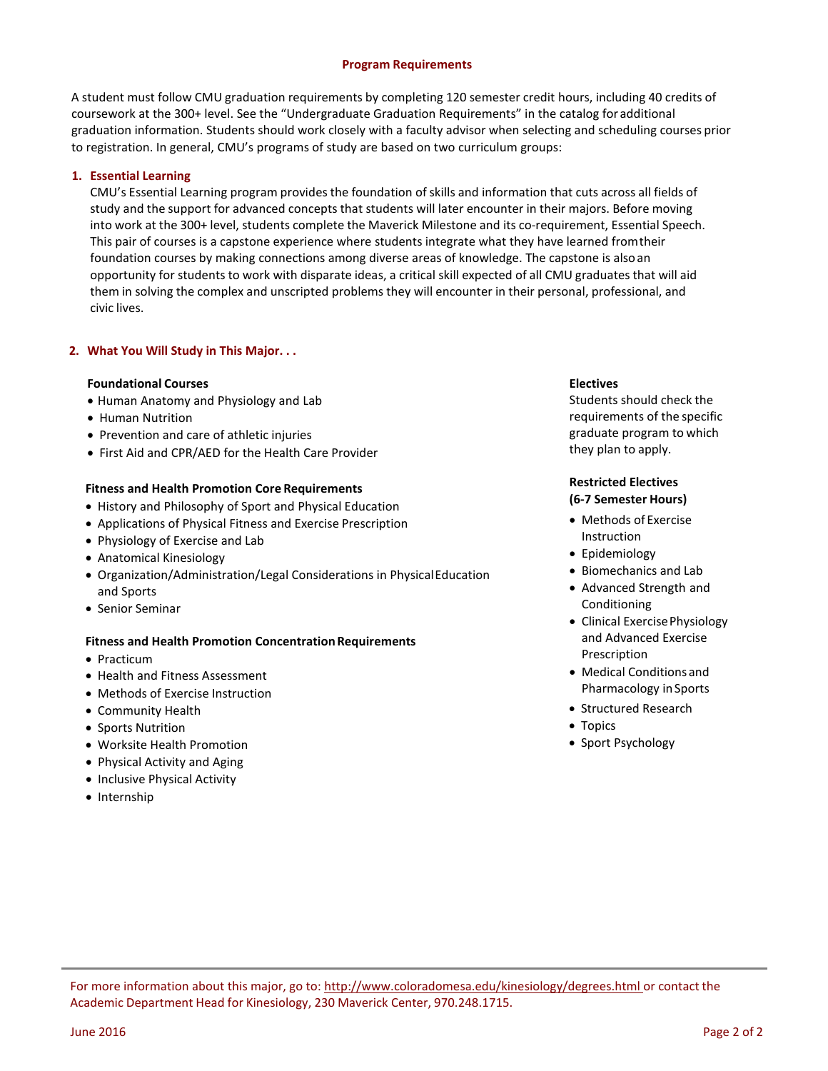## Program Requirements

A student must follow CMU graduation requirements by completing 120 semester credit hours, including 40 credits of coursework at the 300+ level. See the "Undergraduate Graduation Requirements" in the catalog for additional graduation information. Students should work closely with a faculty advisor when selecting and scheduling courses prior to registration. In general, CMU's programs of study are based on two curriculum groups:

### 1. Essential Learning

CMU's Essential Learning program provides the foundation of skills and information that cuts across all fields of study and the support for advanced concepts that students will later encounter in their majors. Before moving into work at the 300+ level, students complete the Maverick Milestone and its co-requirement, Essential Speech. This pair of courses is a capstone experience where students integrate what they have learned from their foundation courses by making connections among diverse areas of knowledge. The capstone is also an opportunity for students to work with disparate ideas, a critical skill expected of all CMU graduates that will aid them in solving the complex and unscripted problems they will encounter in their personal, professional, and civic lives.

### 2. What You Will Study in This Major. . .

**Foundational Courses**

- Human Anatomy and Physiology and Lab
- Human Nutrition
- Prevention and care of athletic injuries
- First Aid and CPR/AED for the Health Care Provider

**Fitness and Health Promotion Core Requirements**

- History and Philosophy of Sport and Physical Education
- Applications of Physical Fitness and Exercise Prescription
- Physiology of Exercise and Lab
- Anatomical Kinesiology
- Organization/Administration/Legal Considerations in Physical Education and Sports
- Senior Seminar

**Fitness and Health Promotion Concentration Requirements**

- Practicum
- Health and Fitness Assessment
- Methods of Exercise Instruction
- Community Health
- Sports Nutrition
- Worksite Health Promotion
- Physical Activity and Aging
- Inclusive Physical Activity
- Internship

**Electives**

Students should check the requirements of the specific graduate program to which they plan to apply.

**Restricted Electives (6-7 Semester Hours)**

- Methods of Exercise Instruction
- Epidemiology
- Biomechanics and Lab
- Advanced Strength and Conditioning
- Clinical Exercise Physiology and Advanced Exercise Prescription
- Medical Conditions and Pharmacology in Sports
- Structured Research
- Topics
- Sport Psychology

For more information about this major, go to: http://www.coloradomesa.edu/kinesiology/degrees.html or contact the Academic Department Head for Kinesiology, 230 Maverick Center, 970.248.1715.

June 2016